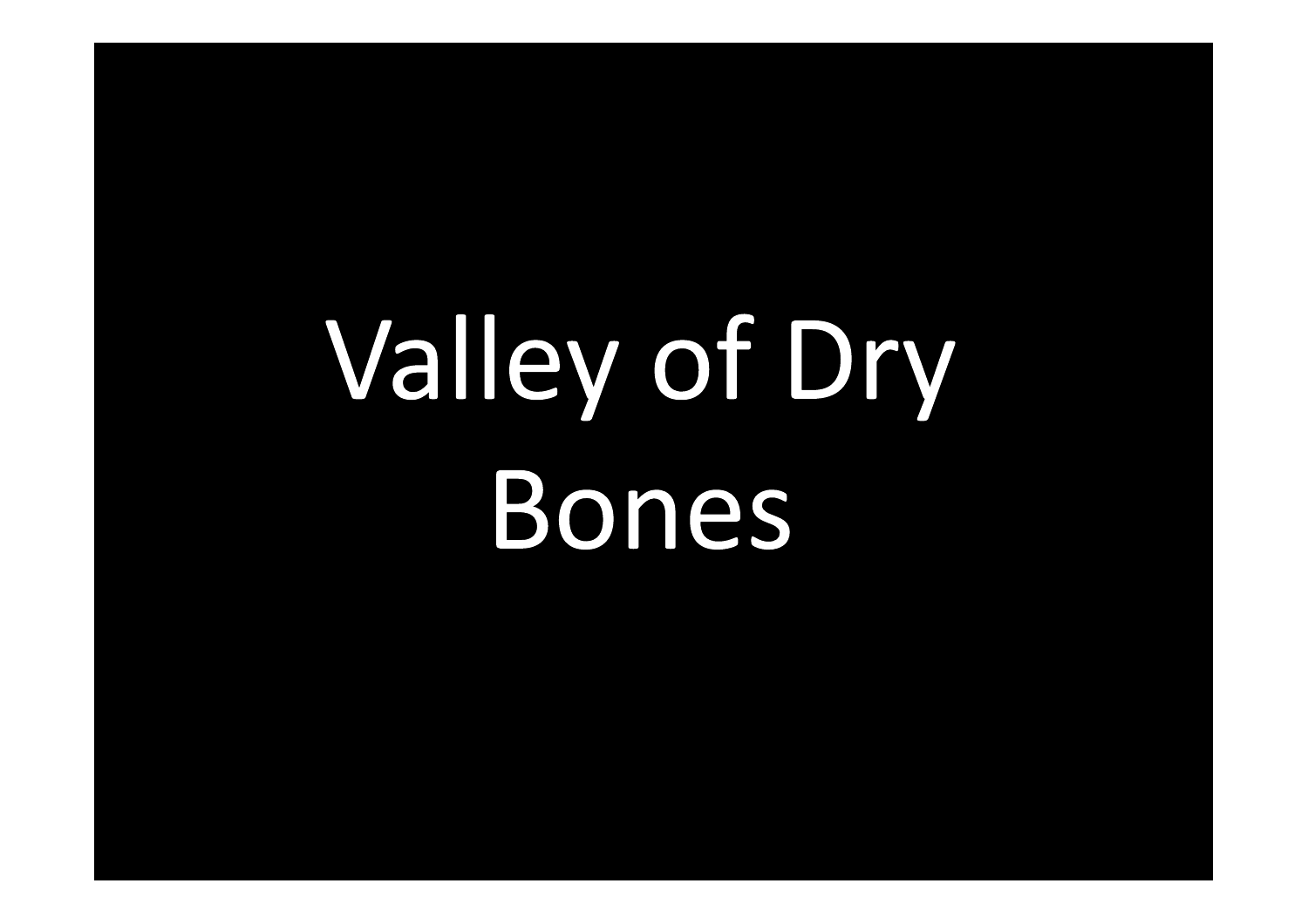# Valley of Dry Bones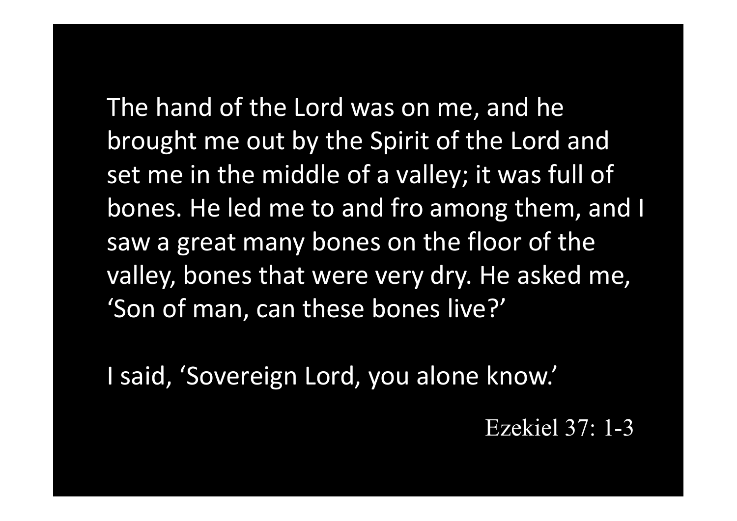The hand of the Lord was on me, and he brought me out by the Spirit of the Lord and set me in the middle of a valley; it was full of bones. He led me to and fro among them, and I saw a great many bones on the floor of the valley, bones that were very dry. He asked me, 'Son of man, can these bones live?'

I said, 'Sovereign Lord, you alone know.'

Ezekiel 37: 1-3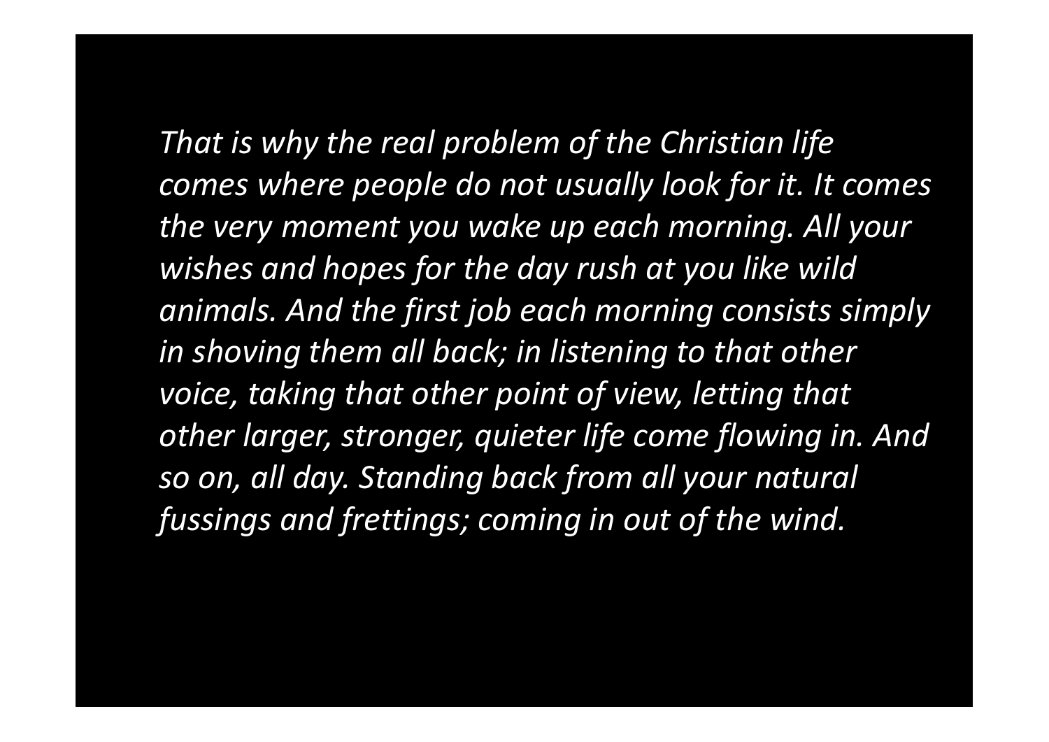*That is why the real problem of the Christian life comes where people do not usually look for it. It comes the very moment you wake up each morning. All your wishes and hopes for the day rush at you like wild animals. And the first job each morning consists simply in shoving them all back; in listening to that other voice, taking that other point of view, letting that other larger, stronger, quieter life come flowing in. And so on, all day. Standing back from all your natural fussings and frettings; coming in out of the wind.*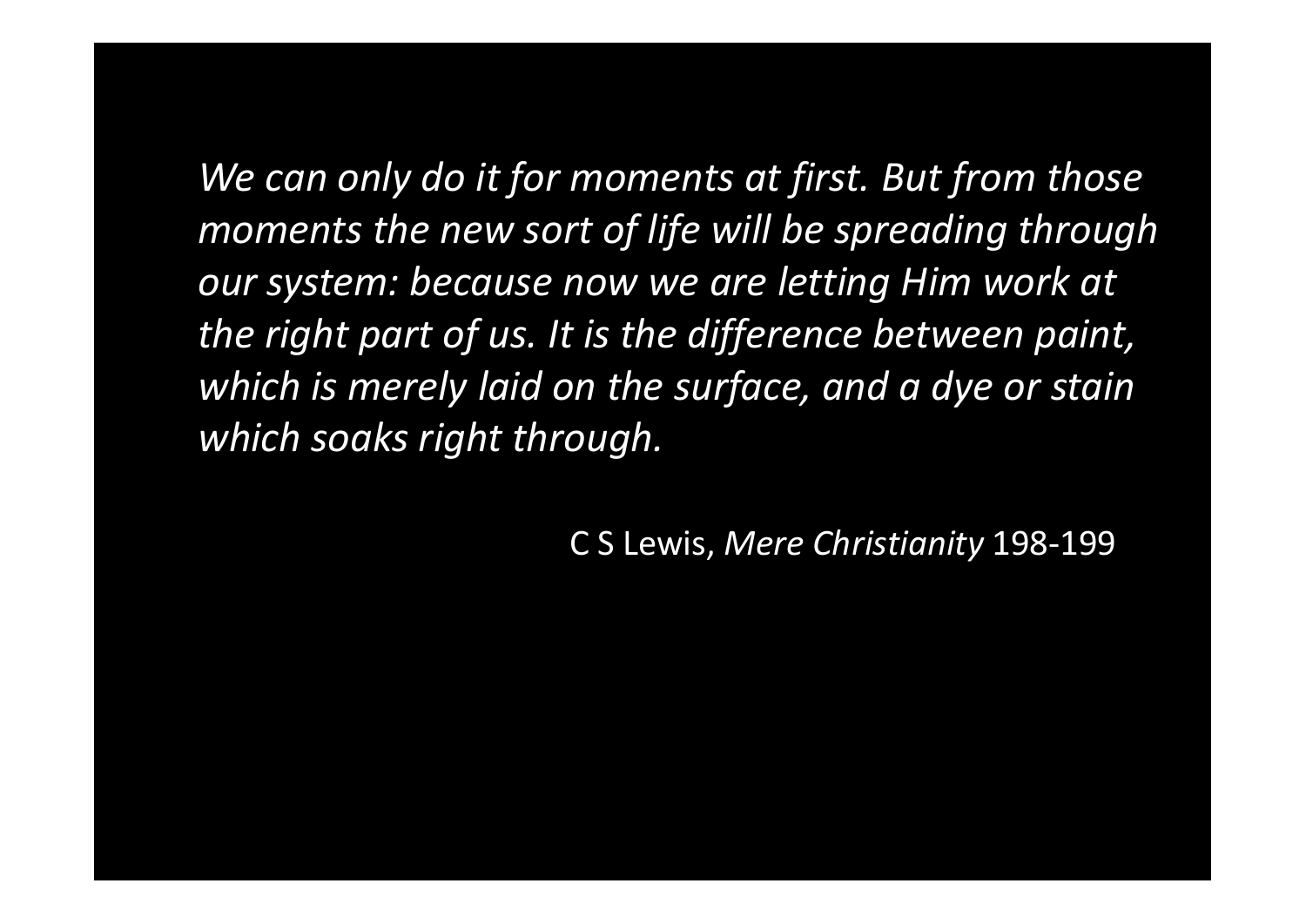*We can only do it for moments at first. But from those moments the new sort of life will be spreading through our system: because now we are letting Him work at the right part of us. It is the difference between paint, which is merely laid on the surface, and a dye or stain which soaks right through.*

C S Lewis, *Mere Christianity* 198-199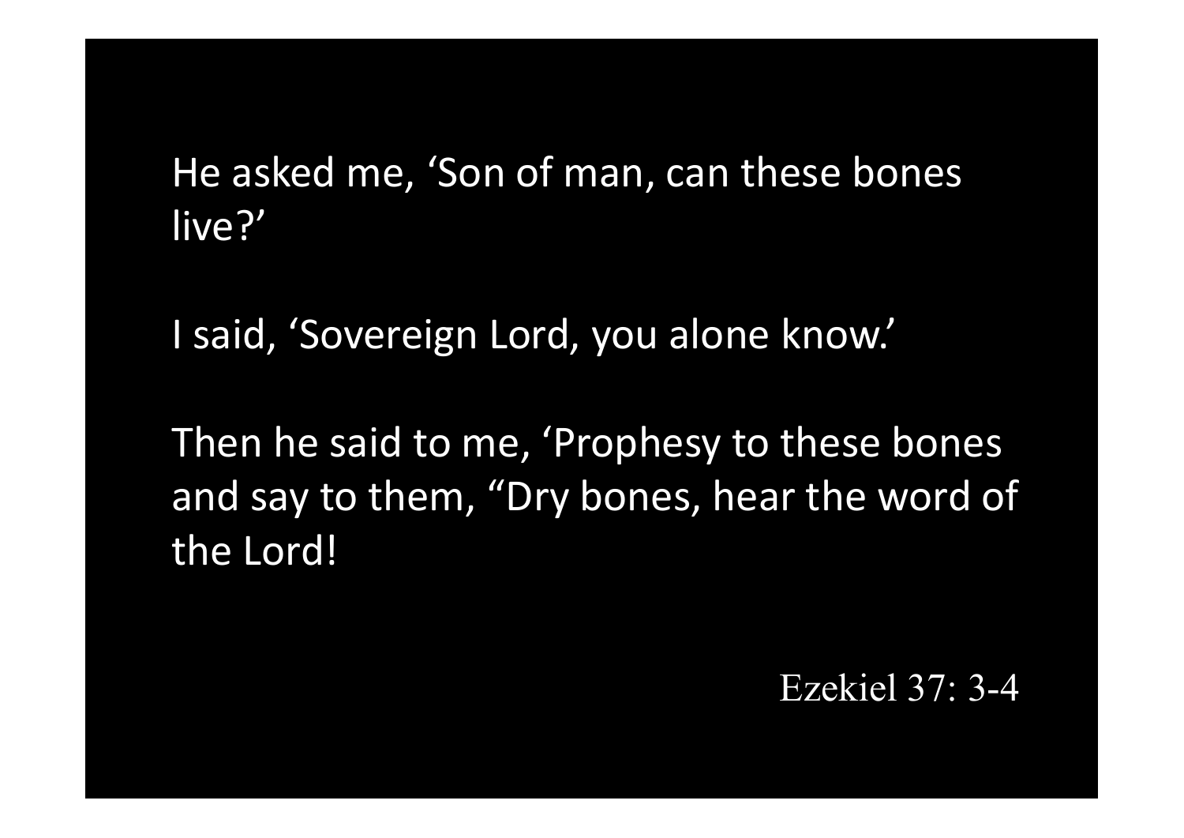He asked me, 'Son of man, can these bones live?'

I said, 'Sovereign Lord, you alone know.'

Then he said to me, 'Prophesy to these bones and say to them, "Dry bones, hear the word of the Lord!

Ezekiel 37: 3-4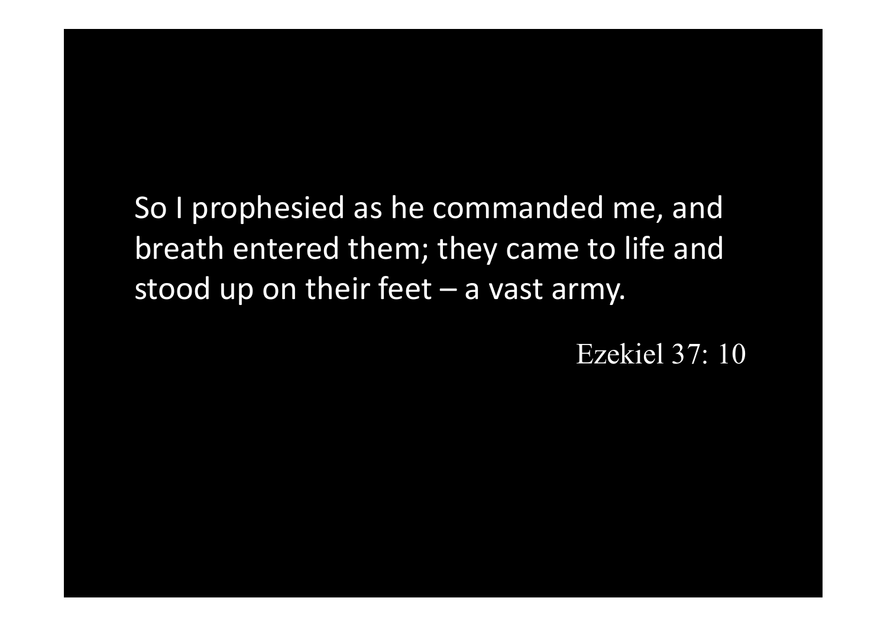So I prophesied as he commanded me, and breath entered them; they came to life and stood up on their feet – a vast army.

Ezekiel 37: 10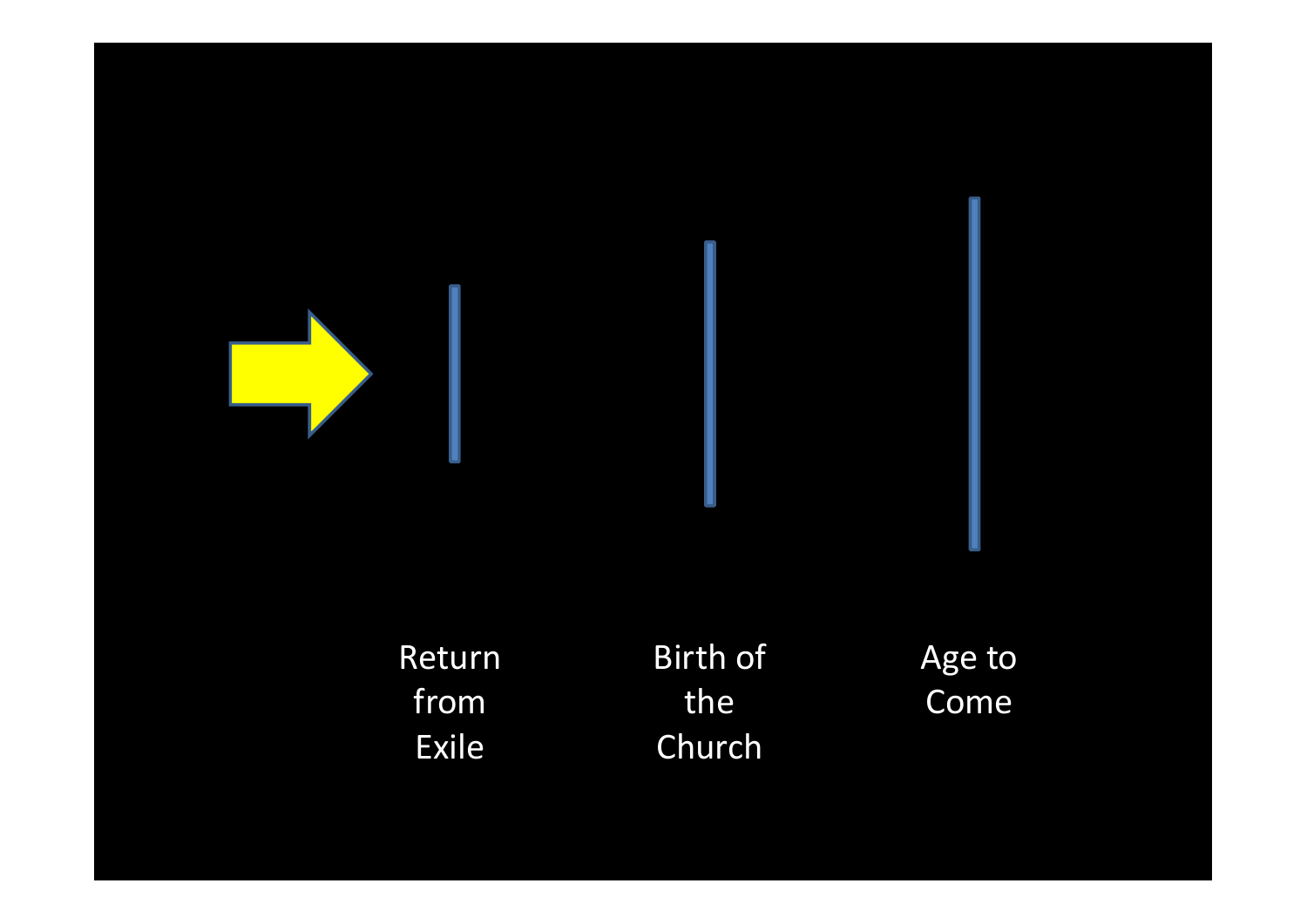Return from Exile

Birth of the Church

Age to Come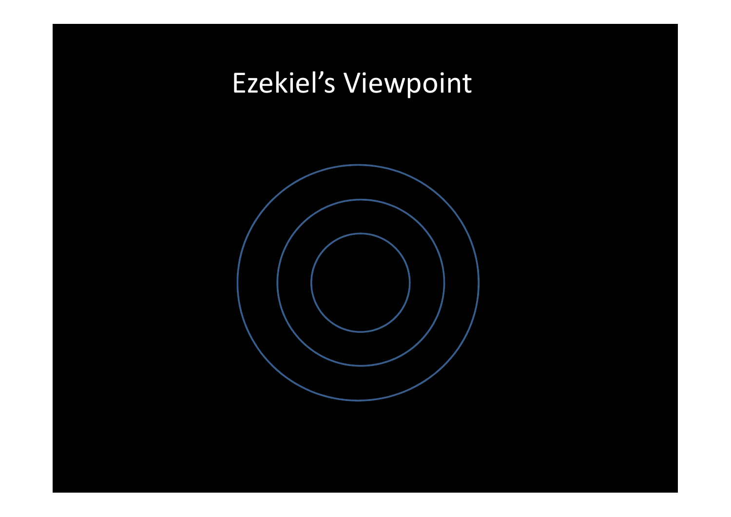# Ezekiel’s Viewpoint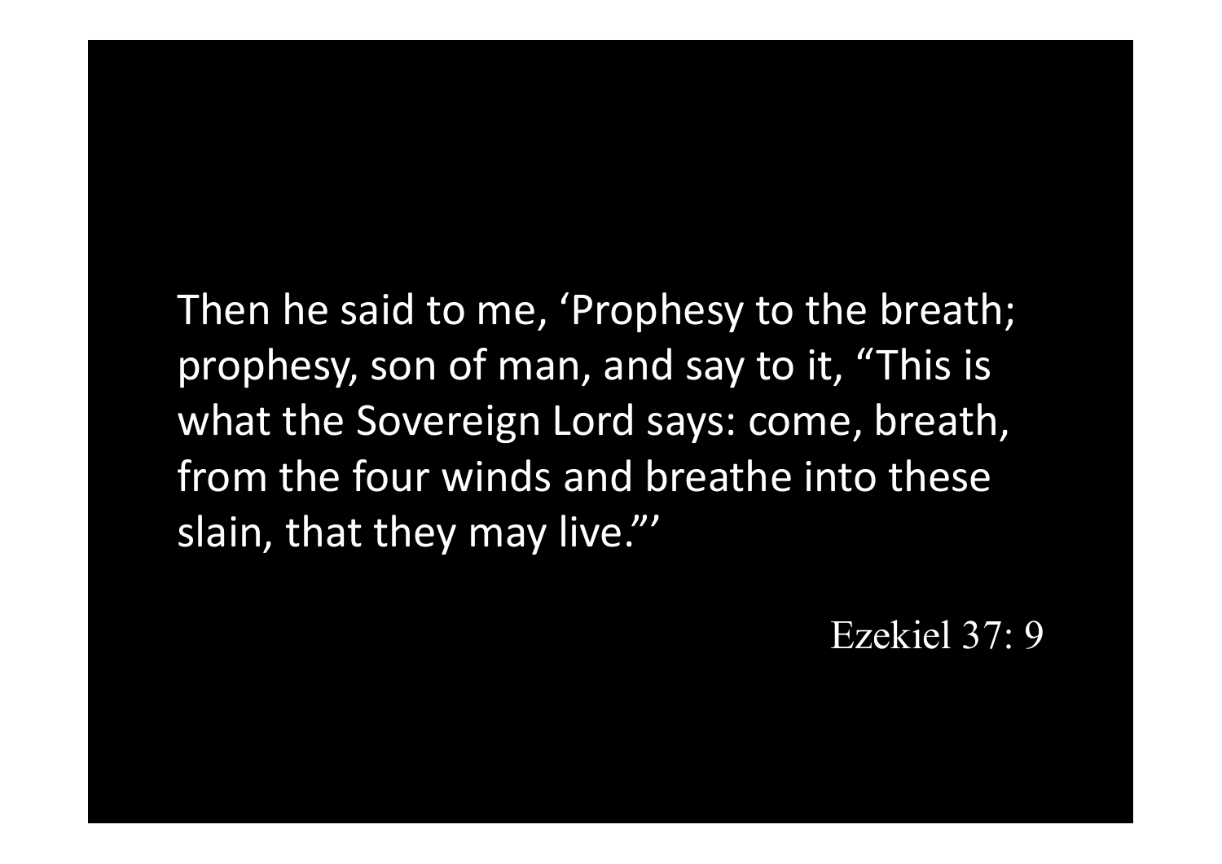Then he said to me, 'Prophesy to the breath; prophesy, son of man, and say to it, "This is what the Sovereign Lord says: come, breath, from the four winds and breathe into these slain, that they may live."'

Ezekiel 37: 9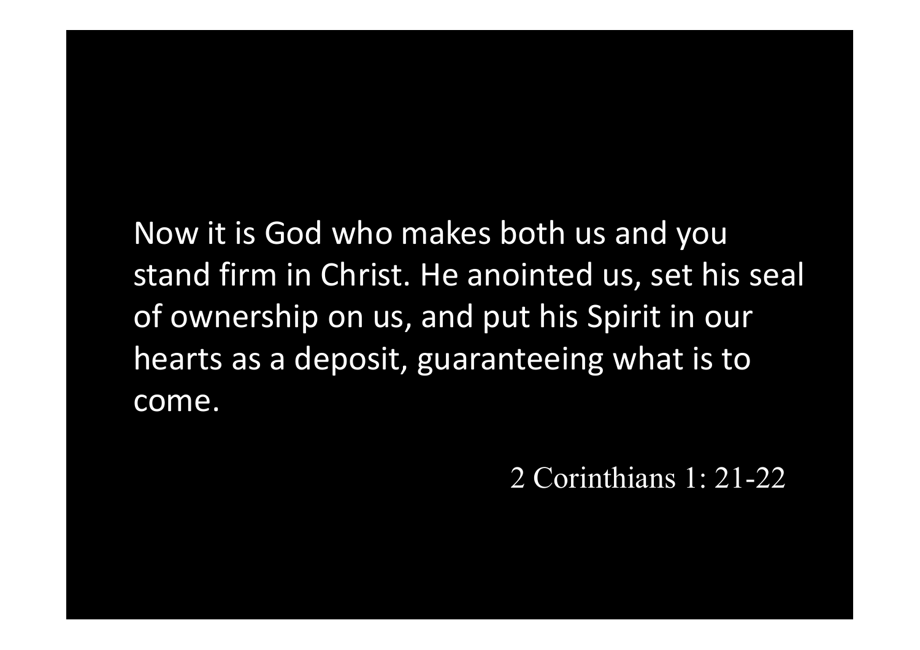Now it is God who makes both us and you stand firm in Christ. He anointed us, set his seal of ownership on us, and put his Spirit in our hearts as a deposit, guaranteeing what is to come.

2 Corinthians 1: 21-22